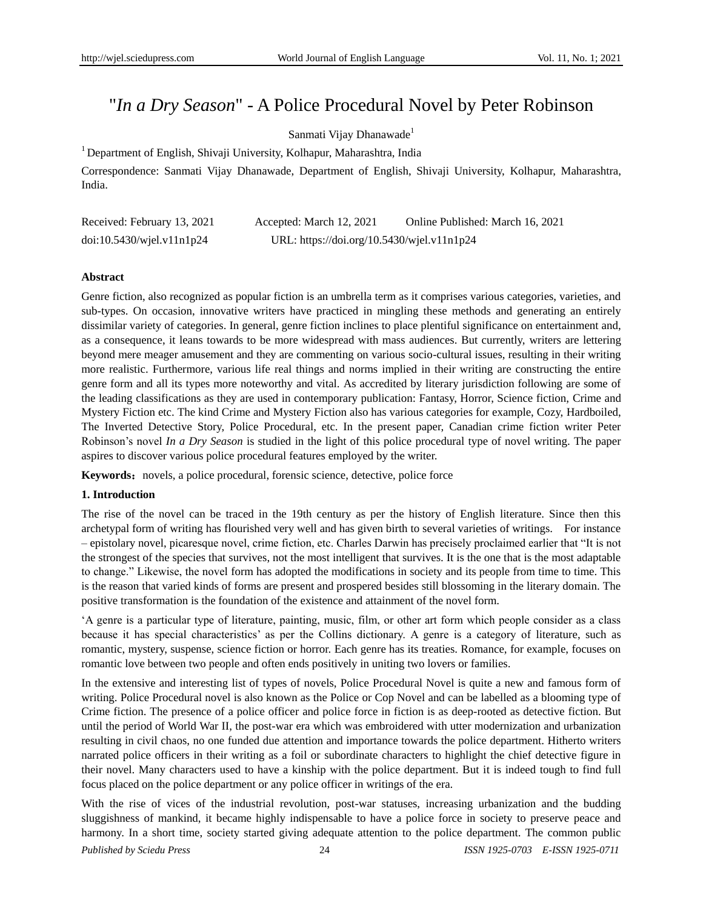# "*In a Dry Season*" - A Police Procedural Novel by Peter Robinson

Sanmati Vijay Dhanawade[1]

[1] Department of English, Shivaji University, Kolhapur, Maharashtra, India

Correspondence: Sanmati Vijay Dhanawade, Department of English, Shivaji University, Kolhapur, Maharashtra, India.

Received: February 13, 2021 Accepted: March 12, 2021 Online Published: March 16, 2021

doi:10.5430/wjel.v11n1p24 URL: https://doi.org/10.5430/wjel.v11n1p24

**Abstract**

Genre fiction, also recognized as popular fiction is an umbrella term as it comprises various categories, varieties, and sub-types. On occasion, innovative writers have practiced in mingling these methods and generating an entirely dissimilar variety of categories. In general, genre fiction inclines to place plentiful significance on entertainment and, as a consequence, it leans towards to be more widespread with mass audiences. But currently, writers are lettering beyond mere meager amusement and they are commenting on various socio-cultural issues, resulting in their writing more realistic. Furthermore, various life real things and norms implied in their writing are constructing the entire genre form and all its types more noteworthy and vital. As accredited by literary jurisdiction following are some of the leading classifications as they are used in contemporary publication: Fantasy, Horror, Science fiction, Crime and Mystery Fiction etc. The kind Crime and Mystery Fiction also has various categories for example, Cozy, Hardboiled, The Inverted Detective Story, Police Procedural, etc. In the present paper, Canadian crime fiction writer Peter Robinson's novel *In a Dry Season* is studied in the light of this police procedural type of novel writing. The paper aspires to discover various police procedural features employed by the writer.

**Keywords：**novels, a police procedural, forensic science, detective, police force

## 1. Introduction

The rise of the novel can be traced in the 19th century as per the history of English literature. Since then this archetypal form of writing has flourished very well and has given birth to several varieties of writings. For instance – epistolary novel, picaresque novel, crime fiction, etc. Charles Darwin has precisely proclaimed earlier that "It is not the strongest of the species that survives, not the most intelligent that survives. It is the one that is the most adaptable to change." Likewise, the novel form has adopted the modifications in society and its people from time to time. This is the reason that varied kinds of forms are present and prospered besides still blossoming in the literary domain. The positive transformation is the foundation of the existence and attainment of the novel form.

'A genre is a particular type of literature, painting, music, film, or other art form which people consider as a class because it has special characteristics' as per the Collins dictionary. A genre is a category of literature, such as romantic, mystery, suspense, science fiction or horror. Each genre has its treaties. Romance, for example, focuses on romantic love between two people and often ends positively in uniting two lovers or families.

In the extensive and interesting list of types of novels, Police Procedural Novel is quite a new and famous form of writing. Police Procedural novel is also known as the Police or Cop Novel and can be labelled as a blooming type of Crime fiction. The presence of a police officer and police force in fiction is as deep-rooted as detective fiction. But until the period of World War II, the post-war era which was embroidered with utter modernization and urbanization resulting in civil chaos, no one funded due attention and importance towards the police department. Hitherto writers narrated police officers in their writing as a foil or subordinate characters to highlight the chief detective figure in their novel. Many characters used to have a kinship with the police department. But it is indeed tough to find full focus placed on the police department or any police officer in writings of the era.

With the rise of vices of the industrial revolution, post-war statuses, increasing urbanization and the budding sluggishness of mankind, it became highly indispensable to have a police force in society to preserve peace and harmony. In a short time, society started giving adequate attention to the police department. The common public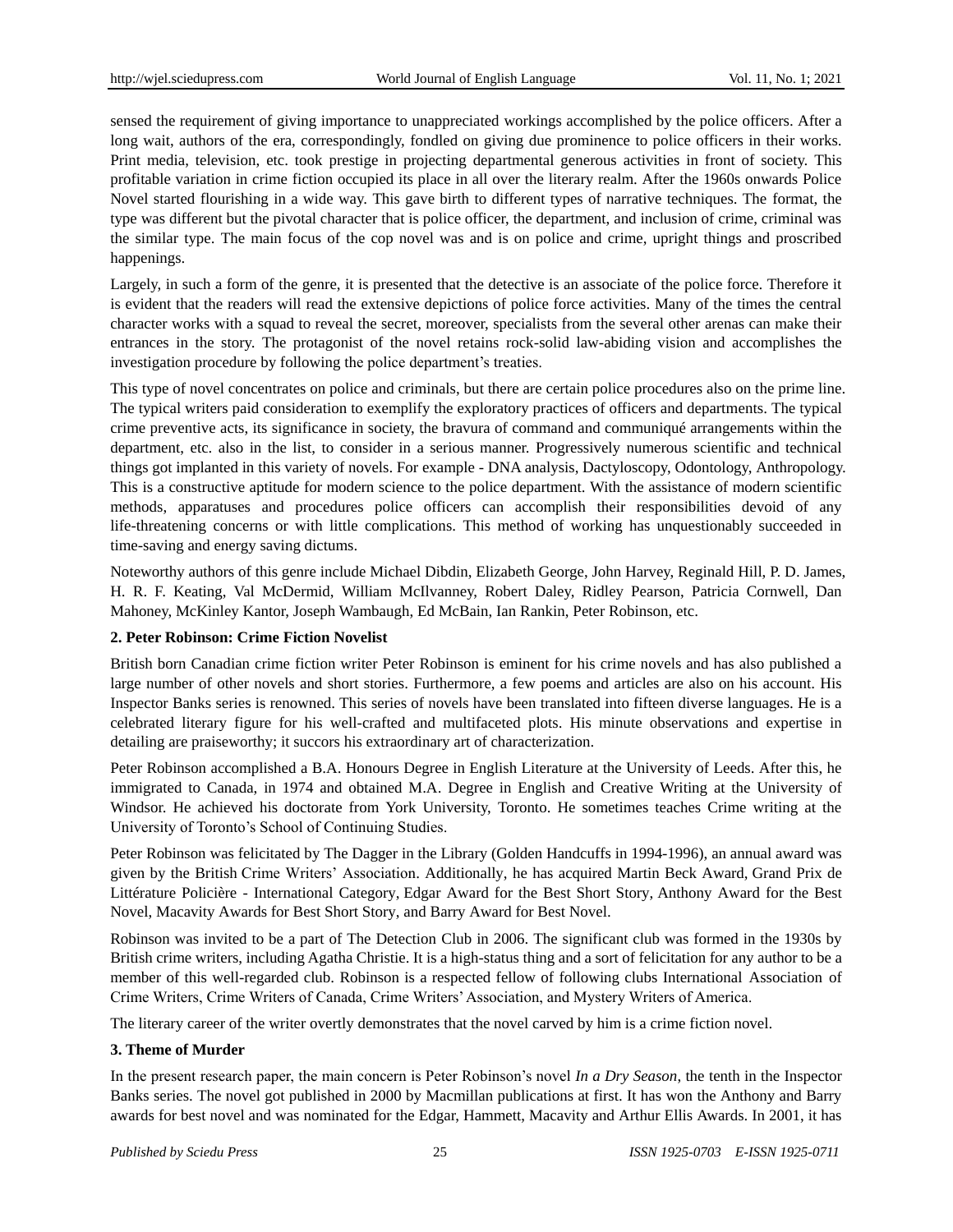sensed the requirement of giving importance to unappreciated workings accomplished by the police officers. After a long wait, authors of the era, correspondingly, fondled on giving due prominence to police officers in their works. Print media, television, etc. took prestige in projecting departmental generous activities in front of society. This profitable variation in crime fiction occupied its place in all over the literary realm. After the 1960s onwards Police Novel started flourishing in a wide way. This gave birth to different types of narrative techniques. The format, the type was different but the pivotal character that is police officer, the department, and inclusion of crime, criminal was the similar type. The main focus of the cop novel was and is on police and crime, upright things and proscribed happenings.

Largely, in such a form of the genre, it is presented that the detective is an associate of the police force. Therefore it is evident that the readers will read the extensive depictions of police force activities. Many of the times the central character works with a squad to reveal the secret, moreover, specialists from the several other arenas can make their entrances in the story. The protagonist of the novel retains rock-solid law-abiding vision and accomplishes the investigation procedure by following the police department's treaties.

This type of novel concentrates on police and criminals, but there are certain police procedures also on the prime line. The typical writers paid consideration to exemplify the exploratory practices of officers and departments. The typical crime preventive acts, its significance in society, the bravura of command and communiqué arrangements within the department, etc. also in the list, to consider in a serious manner. Progressively numerous scientific and technical things got implanted in this variety of novels. For example - DNA analysis, Dactyloscopy, Odontology, Anthropology. This is a constructive aptitude for modern science to the police department. With the assistance of modern scientific methods, apparatuses and procedures police officers can accomplish their responsibilities devoid of any life-threatening concerns or with little complications. This method of working has unquestionably succeeded in time-saving and energy saving dictums.

Noteworthy authors of this genre include Michael Dibdin, Elizabeth George, John Harvey, Reginald Hill, P. D. James, H. R. F. Keating, Val McDermid, William McIlvanney, Robert Daley, Ridley Pearson, Patricia Cornwell, Dan Mahoney, McKinley Kantor, Joseph Wambaugh, Ed McBain, Ian Rankin, Peter Robinson, etc.

## 2. Peter Robinson: Crime Fiction Novelist

British born Canadian crime fiction writer Peter Robinson is eminent for his crime novels and has also published a large number of other novels and short stories. Furthermore, a few poems and articles are also on his account. His Inspector Banks series is renowned. This series of novels have been translated into fifteen diverse languages. He is a celebrated literary figure for his well-crafted and multifaceted plots. His minute observations and expertise in detailing are praiseworthy; it succors his extraordinary art of characterization.

Peter Robinson accomplished a B.A. Honours Degree in English Literature at the University of Leeds. After this, he immigrated to Canada, in 1974 and obtained M.A. Degree in English and Creative Writing at the University of Windsor. He achieved his doctorate from York University, Toronto. He sometimes teaches Crime writing at the University of Toronto's School of Continuing Studies.

Peter Robinson was felicitated by The Dagger in the Library (Golden Handcuffs in 1994-1996), an annual award was given by the British Crime Writers' Association. Additionally, he has acquired Martin Beck Award, Grand Prix de Littérature Policière - International Category, Edgar Award for the Best Short Story, Anthony Award for the Best Novel, Macavity Awards for Best Short Story, and Barry Award for Best Novel.

Robinson was invited to be a part of The Detection Club in 2006. The significant club was formed in the 1930s by British crime writers, including Agatha Christie. It is a high-status thing and a sort of felicitation for any author to be a member of this well-regarded club. Robinson is a respected fellow of following clubs International Association of Crime Writers, Crime Writers of Canada, Crime Writers' Association, and Mystery Writers of America.

The literary career of the writer overtly demonstrates that the novel carved by him is a crime fiction novel.

## 3. Theme of Murder

In the present research paper, the main concern is Peter Robinson's novel *In a Dry Season*, the tenth in the Inspector Banks series. The novel got published in 2000 by Macmillan publications at first. It has won the Anthony and Barry awards for best novel and was nominated for the Edgar, Hammett, Macavity and Arthur Ellis Awards. In 2001, it has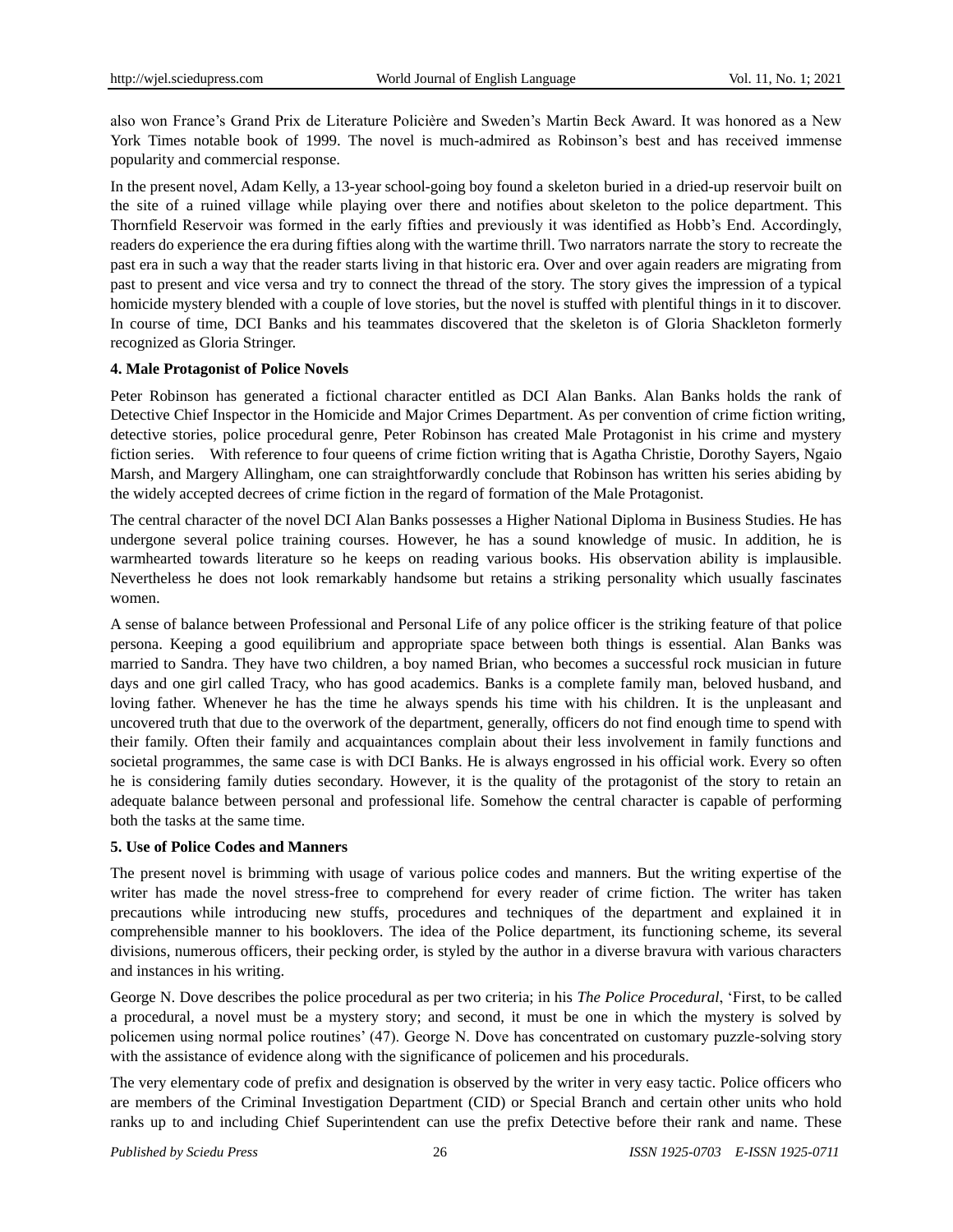also won France's Grand Prix de Literature Policière and Sweden's Martin Beck Award. It was honored as a New York Times notable book of 1999. The novel is much-admired as Robinson's best and has received immense popularity and commercial response.

In the present novel, Adam Kelly, a 13-year school-going boy found a skeleton buried in a dried-up reservoir built on the site of a ruined village while playing over there and notifies about skeleton to the police department. This Thornfield Reservoir was formed in the early fifties and previously it was identified as Hobb's End. Accordingly, readers do experience the era during fifties along with the wartime thrill. Two narrators narrate the story to recreate the past era in such a way that the reader starts living in that historic era. Over and over again readers are migrating from past to present and vice versa and try to connect the thread of the story. The story gives the impression of a typical homicide mystery blended with a couple of love stories, but the novel is stuffed with plentiful things in it to discover. In course of time, DCI Banks and his teammates discovered that the skeleton is of Gloria Shackleton formerly recognized as Gloria Stringer.

### 4. Male Protagonist of Police Novels

Peter Robinson has generated a fictional character entitled as DCI Alan Banks. Alan Banks holds the rank of Detective Chief Inspector in the Homicide and Major Crimes Department. As per convention of crime fiction writing, detective stories, police procedural genre, Peter Robinson has created Male Protagonist in his crime and mystery fiction series. With reference to four queens of crime fiction writing that is Agatha Christie, Dorothy Sayers, Ngaio Marsh, and Margery Allingham, one can straightforwardly conclude that Robinson has written his series abiding by the widely accepted decrees of crime fiction in the regard of formation of the Male Protagonist.

The central character of the novel DCI Alan Banks possesses a Higher National Diploma in Business Studies. He has undergone several police training courses. However, he has a sound knowledge of music. In addition, he is warmhearted towards literature so he keeps on reading various books. His observation ability is implausible. Nevertheless he does not look remarkably handsome but retains a striking personality which usually fascinates women.

A sense of balance between Professional and Personal Life of any police officer is the striking feature of that police persona. Keeping a good equilibrium and appropriate space between both things is essential. Alan Banks was married to Sandra. They have two children, a boy named Brian, who becomes a successful rock musician in future days and one girl called Tracy, who has good academics. Banks is a complete family man, beloved husband, and loving father. Whenever he has the time he always spends his time with his children. It is the unpleasant and uncovered truth that due to the overwork of the department, generally, officers do not find enough time to spend with their family. Often their family and acquaintances complain about their less involvement in family functions and societal programmes, the same case is with DCI Banks. He is always engrossed in his official work. Every so often he is considering family duties secondary. However, it is the quality of the protagonist of the story to retain an adequate balance between personal and professional life. Somehow the central character is capable of performing both the tasks at the same time.

### 5. Use of Police Codes and Manners

The present novel is brimming with usage of various police codes and manners. But the writing expertise of the writer has made the novel stress-free to comprehend for every reader of crime fiction. The writer has taken precautions while introducing new stuffs, procedures and techniques of the department and explained it in comprehensible manner to his booklovers. The idea of the Police department, its functioning scheme, its several divisions, numerous officers, their pecking order, is styled by the author in a diverse bravura with various characters and instances in his writing.

George N. Dove describes the police procedural as per two criteria; in his *The Police Procedural*, 'First, to be called a procedural, a novel must be a mystery story; and second, it must be one in which the mystery is solved by policemen using normal police routines' (47). George N. Dove has concentrated on customary puzzle-solving story with the assistance of evidence along with the significance of policemen and his procedurals.

The very elementary code of prefix and designation is observed by the writer in very easy tactic. Police officers who are members of the Criminal Investigation Department (CID) or Special Branch and certain other units who hold ranks up to and including Chief Superintendent can use the prefix Detective before their rank and name. These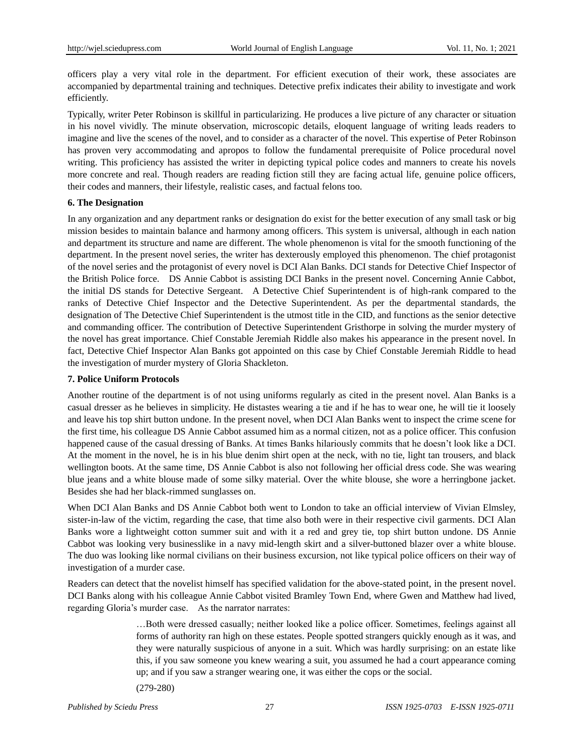officers play a very vital role in the department. For efficient execution of their work, these associates are accompanied by departmental training and techniques. Detective prefix indicates their ability to investigate and work efficiently.

Typically, writer Peter Robinson is skillful in particularizing. He produces a live picture of any character or situation in his novel vividly. The minute observation, microscopic details, eloquent language of writing leads readers to imagine and live the scenes of the novel, and to consider as a character of the novel. This expertise of Peter Robinson has proven very accommodating and apropos to follow the fundamental prerequisite of Police procedural novel writing. This proficiency has assisted the writer in depicting typical police codes and manners to create his novels more concrete and real. Though readers are reading fiction still they are facing actual life, genuine police officers, their codes and manners, their lifestyle, realistic cases, and factual felons too.

### 6. The Designation

In any organization and any department ranks or designation do exist for the better execution of any small task or big mission besides to maintain balance and harmony among officers. This system is universal, although in each nation and department its structure and name are different. The whole phenomenon is vital for the smooth functioning of the department. In the present novel series, the writer has dexterously employed this phenomenon. The chief protagonist of the novel series and the protagonist of every novel is DCI Alan Banks. DCI stands for Detective Chief Inspector of the British Police force. DS Annie Cabbot is assisting DCI Banks in the present novel. Concerning Annie Cabbot, the initial DS stands for Detective Sergeant. A Detective Chief Superintendent is of high-rank compared to the ranks of Detective Chief Inspector and the Detective Superintendent. As per the departmental standards, the designation of The Detective Chief Superintendent is the utmost title in the CID, and functions as the senior detective and commanding officer. The contribution of Detective Superintendent Gristhorpe in solving the murder mystery of the novel has great importance. Chief Constable Jeremiah Riddle also makes his appearance in the present novel. In fact, Detective Chief Inspector Alan Banks got appointed on this case by Chief Constable Jeremiah Riddle to head the investigation of murder mystery of Gloria Shackleton.

### 7. Police Uniform Protocols

Another routine of the department is of not using uniforms regularly as cited in the present novel. Alan Banks is a casual dresser as he believes in simplicity. He distastes wearing a tie and if he has to wear one, he will tie it loosely and leave his top shirt button undone. In the present novel, when DCI Alan Banks went to inspect the crime scene for the first time, his colleague DS Annie Cabbot assumed him as a normal citizen, not as a police officer. This confusion happened cause of the casual dressing of Banks. At times Banks hilariously commits that he doesn't look like a DCI. At the moment in the novel, he is in his blue denim shirt open at the neck, with no tie, light tan trousers, and black wellington boots. At the same time, DS Annie Cabbot is also not following her official dress code. She was wearing blue jeans and a white blouse made of some silky material. Over the white blouse, she wore a herringbone jacket. Besides she had her black-rimmed sunglasses on.

When DCI Alan Banks and DS Annie Cabbot both went to London to take an official interview of Vivian Elmsley, sister-in-law of the victim, regarding the case, that time also both were in their respective civil garments. DCI Alan Banks wore a lightweight cotton summer suit and with it a red and grey tie, top shirt button undone. DS Annie Cabbot was looking very businesslike in a navy mid-length skirt and a silver-buttoned blazer over a white blouse. The duo was looking like normal civilians on their business excursion, not like typical police officers on their way of investigation of a murder case.

Readers can detect that the novelist himself has specified validation for the above-stated point, in the present novel. DCI Banks along with his colleague Annie Cabbot visited Bramley Town End, where Gwen and Matthew had lived, regarding Gloria's murder case. As the narrator narrates:

> …Both were dressed casually; neither looked like a police officer. Sometimes, feelings against all forms of authority ran high on these estates. People spotted strangers quickly enough as it was, and they were naturally suspicious of anyone in a suit. Which was hardly surprising: on an estate like this, if you saw someone you knew wearing a suit, you assumed he had a court appearance coming up; and if you saw a stranger wearing one, it was either the cops or the social.
>
> (279-280)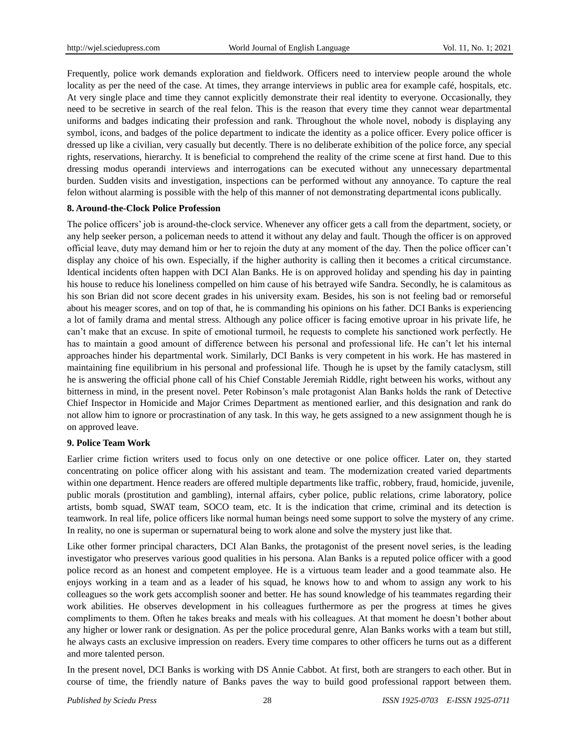Frequently, police work demands exploration and fieldwork. Officers need to interview people around the whole locality as per the need of the case. At times, they arrange interviews in public area for example café, hospitals, etc. At very single place and time they cannot explicitly demonstrate their real identity to everyone. Occasionally, they need to be secretive in search of the real felon. This is the reason that every time they cannot wear departmental uniforms and badges indicating their profession and rank. Throughout the whole novel, nobody is displaying any symbol, icons, and badges of the police department to indicate the identity as a police officer. Every police officer is dressed up like a civilian, very casually but decently. There is no deliberate exhibition of the police force, any special rights, reservations, hierarchy. It is beneficial to comprehend the reality of the crime scene at first hand. Due to this dressing modus operandi interviews and interrogations can be executed without any unnecessary departmental burden. Sudden visits and investigation, inspections can be performed without any annoyance. To capture the real felon without alarming is possible with the help of this manner of not demonstrating departmental icons publically.

### 8. Around-the-Clock Police Profession

The police officers' job is around-the-clock service. Whenever any officer gets a call from the department, society, or any help seeker person, a policeman needs to attend it without any delay and fault. Though the officer is on approved official leave, duty may demand him or her to rejoin the duty at any moment of the day. Then the police officer can't display any choice of his own. Especially, if the higher authority is calling then it becomes a critical circumstance. Identical incidents often happen with DCI Alan Banks. He is on approved holiday and spending his day in painting his house to reduce his loneliness compelled on him cause of his betrayed wife Sandra. Secondly, he is calamitous as his son Brian did not score decent grades in his university exam. Besides, his son is not feeling bad or remorseful about his meager scores, and on top of that, he is commanding his opinions on his father. DCI Banks is experiencing a lot of family drama and mental stress. Although any police officer is facing emotive uproar in his private life, he can't make that an excuse. In spite of emotional turmoil, he requests to complete his sanctioned work perfectly. He has to maintain a good amount of difference between his personal and professional life. He can't let his internal approaches hinder his departmental work. Similarly, DCI Banks is very competent in his work. He has mastered in maintaining fine equilibrium in his personal and professional life. Though he is upset by the family cataclysm, still he is answering the official phone call of his Chief Constable Jeremiah Riddle, right between his works, without any bitterness in mind, in the present novel. Peter Robinson's male protagonist Alan Banks holds the rank of Detective Chief Inspector in Homicide and Major Crimes Department as mentioned earlier, and this designation and rank do not allow him to ignore or procrastination of any task. In this way, he gets assigned to a new assignment though he is on approved leave.

### 9. Police Team Work

Earlier crime fiction writers used to focus only on one detective or one police officer. Later on, they started concentrating on police officer along with his assistant and team. The modernization created varied departments within one department. Hence readers are offered multiple departments like traffic, robbery, fraud, homicide, juvenile, public morals (prostitution and gambling), internal affairs, cyber police, public relations, crime laboratory, police artists, bomb squad, SWAT team, SOCO team, etc. It is the indication that crime, criminal and its detection is teamwork. In real life, police officers like normal human beings need some support to solve the mystery of any crime. In reality, no one is superman or supernatural being to work alone and solve the mystery just like that.

Like other former principal characters, DCI Alan Banks, the protagonist of the present novel series, is the leading investigator who preserves various good qualities in his persona. Alan Banks is a reputed police officer with a good police record as an honest and competent employee. He is a virtuous team leader and a good teammate also. He enjoys working in a team and as a leader of his squad, he knows how to and whom to assign any work to his colleagues so the work gets accomplish sooner and better. He has sound knowledge of his teammates regarding their work abilities. He observes development in his colleagues furthermore as per the progress at times he gives compliments to them. Often he takes breaks and meals with his colleagues. At that moment he doesn't bother about any higher or lower rank or designation. As per the police procedural genre, Alan Banks works with a team but still, he always casts an exclusive impression on readers. Every time compares to other officers he turns out as a different and more talented person.

In the present novel, DCI Banks is working with DS Annie Cabbot. At first, both are strangers to each other. But in course of time, the friendly nature of Banks paves the way to build good professional rapport between them.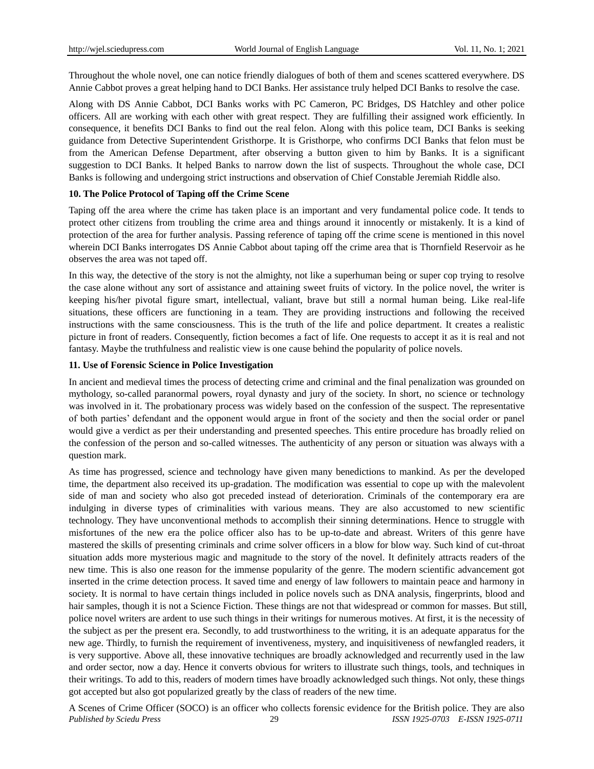Throughout the whole novel, one can notice friendly dialogues of both of them and scenes scattered everywhere. DS Annie Cabbot proves a great helping hand to DCI Banks. Her assistance truly helped DCI Banks to resolve the case.

Along with DS Annie Cabbot, DCI Banks works with PC Cameron, PC Bridges, DS Hatchley and other police officers. All are working with each other with great respect. They are fulfilling their assigned work efficiently. In consequence, it benefits DCI Banks to find out the real felon. Along with this police team, DCI Banks is seeking guidance from Detective Superintendent Gristhorpe. It is Gristhorpe, who confirms DCI Banks that felon must be from the American Defense Department, after observing a button given to him by Banks. It is a significant suggestion to DCI Banks. It helped Banks to narrow down the list of suspects. Throughout the whole case, DCI Banks is following and undergoing strict instructions and observation of Chief Constable Jeremiah Riddle also.

**10. The Police Protocol of Taping off the Crime Scene**

Taping off the area where the crime has taken place is an important and very fundamental police code. It tends to protect other citizens from troubling the crime area and things around it innocently or mistakenly. It is a kind of protection of the area for further analysis. Passing reference of taping off the crime scene is mentioned in this novel wherein DCI Banks interrogates DS Annie Cabbot about taping off the crime area that is Thornfield Reservoir as he observes the area was not taped off.

In this way, the detective of the story is not the almighty, not like a superhuman being or super cop trying to resolve the case alone without any sort of assistance and attaining sweet fruits of victory. In the police novel, the writer is keeping his/her pivotal figure smart, intellectual, valiant, brave but still a normal human being. Like real-life situations, these officers are functioning in a team. They are providing instructions and following the received instructions with the same consciousness. This is the truth of the life and police department. It creates a realistic picture in front of readers. Consequently, fiction becomes a fact of life. One requests to accept it as it is real and not fantasy. Maybe the truthfulness and realistic view is one cause behind the popularity of police novels.

**11. Use of Forensic Science in Police Investigation**

In ancient and medieval times the process of detecting crime and criminal and the final penalization was grounded on mythology, so-called paranormal powers, royal dynasty and jury of the society. In short, no science or technology was involved in it. The probationary process was widely based on the confession of the suspect. The representative of both parties' defendant and the opponent would argue in front of the society and then the social order or panel would give a verdict as per their understanding and presented speeches. This entire procedure has broadly relied on the confession of the person and so-called witnesses. The authenticity of any person or situation was always with a question mark.

As time has progressed, science and technology have given many benedictions to mankind. As per the developed time, the department also received its up-gradation. The modification was essential to cope up with the malevolent side of man and society who also got preceded instead of deterioration. Criminals of the contemporary era are indulging in diverse types of criminalities with various means. They are also accustomed to new scientific technology. They have unconventional methods to accomplish their sinning determinations. Hence to struggle with misfortunes of the new era the police officer also has to be up-to-date and abreast. Writers of this genre have mastered the skills of presenting criminals and crime solver officers in a blow for blow way. Such kind of cut-throat situation adds more mysterious magic and magnitude to the story of the novel. It definitely attracts readers of the new time. This is also one reason for the immense popularity of the genre. The modern scientific advancement got inserted in the crime detection process. It saved time and energy of law followers to maintain peace and harmony in society. It is normal to have certain things included in police novels such as DNA analysis, fingerprints, blood and hair samples, though it is not a Science Fiction. These things are not that widespread or common for masses. But still, police novel writers are ardent to use such things in their writings for numerous motives. At first, it is the necessity of the subject as per the present era. Secondly, to add trustworthiness to the writing, it is an adequate apparatus for the new age. Thirdly, to furnish the requirement of inventiveness, mystery, and inquisitiveness of newfangled readers, it is very supportive. Above all, these innovative techniques are broadly acknowledged and recurrently used in the law and order sector, now a day. Hence it converts obvious for writers to illustrate such things, tools, and techniques in their writings. To add to this, readers of modern times have broadly acknowledged such things. Not only, these things got accepted but also got popularized greatly by the class of readers of the new time.

A Scenes of Crime Officer (SOCO) is an officer who collects forensic evidence for the British police. They are also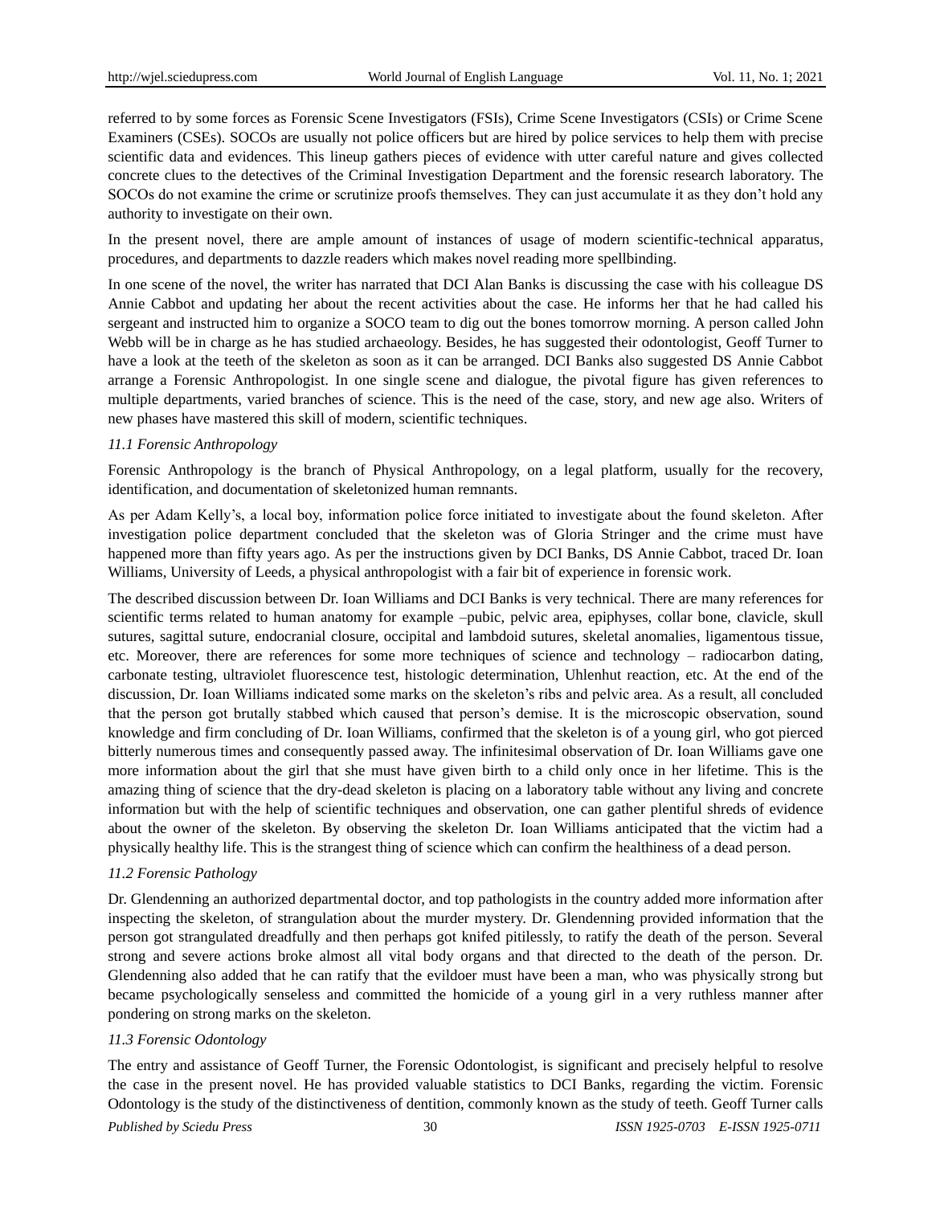referred to by some forces as Forensic Scene Investigators (FSIs), Crime Scene Investigators (CSIs) or Crime Scene Examiners (CSEs). SOCOs are usually not police officers but are hired by police services to help them with precise scientific data and evidences. This lineup gathers pieces of evidence with utter careful nature and gives collected concrete clues to the detectives of the Criminal Investigation Department and the forensic research laboratory. The SOCOs do not examine the crime or scrutinize proofs themselves. They can just accumulate it as they don't hold any authority to investigate on their own.

In the present novel, there are ample amount of instances of usage of modern scientific-technical apparatus, procedures, and departments to dazzle readers which makes novel reading more spellbinding.

In one scene of the novel, the writer has narrated that DCI Alan Banks is discussing the case with his colleague DS Annie Cabbot and updating her about the recent activities about the case. He informs her that he had called his sergeant and instructed him to organize a SOCO team to dig out the bones tomorrow morning. A person called John Webb will be in charge as he has studied archaeology. Besides, he has suggested their odontologist, Geoff Turner to have a look at the teeth of the skeleton as soon as it can be arranged. DCI Banks also suggested DS Annie Cabbot arrange a Forensic Anthropologist. In one single scene and dialogue, the pivotal figure has given references to multiple departments, varied branches of science. This is the need of the case, story, and new age also. Writers of new phases have mastered this skill of modern, scientific techniques.

### *11.1 Forensic Anthropology*

Forensic Anthropology is the branch of Physical Anthropology, on a legal platform, usually for the recovery, identification, and documentation of skeletonized human remnants.

As per Adam Kelly's, a local boy, information police force initiated to investigate about the found skeleton. After investigation police department concluded that the skeleton was of Gloria Stringer and the crime must have happened more than fifty years ago. As per the instructions given by DCI Banks, DS Annie Cabbot, traced Dr. Ioan Williams, University of Leeds, a physical anthropologist with a fair bit of experience in forensic work.

The described discussion between Dr. Ioan Williams and DCI Banks is very technical. There are many references for scientific terms related to human anatomy for example –pubic, pelvic area, epiphyses, collar bone, clavicle, skull sutures, sagittal suture, endocranial closure, occipital and lambdoid sutures, skeletal anomalies, ligamentous tissue, etc. Moreover, there are references for some more techniques of science and technology – radiocarbon dating, carbonate testing, ultraviolet fluorescence test, histologic determination, Uhlenhut reaction, etc. At the end of the discussion, Dr. Ioan Williams indicated some marks on the skeleton's ribs and pelvic area. As a result, all concluded that the person got brutally stabbed which caused that person's demise. It is the microscopic observation, sound knowledge and firm concluding of Dr. Ioan Williams, confirmed that the skeleton is of a young girl, who got pierced bitterly numerous times and consequently passed away. The infinitesimal observation of Dr. Ioan Williams gave one more information about the girl that she must have given birth to a child only once in her lifetime. This is the amazing thing of science that the dry-dead skeleton is placing on a laboratory table without any living and concrete information but with the help of scientific techniques and observation, one can gather plentiful shreds of evidence about the owner of the skeleton. By observing the skeleton Dr. Ioan Williams anticipated that the victim had a physically healthy life. This is the strangest thing of science which can confirm the healthiness of a dead person.

### *11.2 Forensic Pathology*

Dr. Glendenning an authorized departmental doctor, and top pathologists in the country added more information after inspecting the skeleton, of strangulation about the murder mystery. Dr. Glendenning provided information that the person got strangulated dreadfully and then perhaps got knifed pitilessly, to ratify the death of the person. Several strong and severe actions broke almost all vital body organs and that directed to the death of the person. Dr. Glendenning also added that he can ratify that the evildoer must have been a man, who was physically strong but became psychologically senseless and committed the homicide of a young girl in a very ruthless manner after pondering on strong marks on the skeleton.

### *11.3 Forensic Odontology*

The entry and assistance of Geoff Turner, the Forensic Odontologist, is significant and precisely helpful to resolve the case in the present novel. He has provided valuable statistics to DCI Banks, regarding the victim. Forensic Odontology is the study of the distinctiveness of dentition, commonly known as the study of teeth. Geoff Turner calls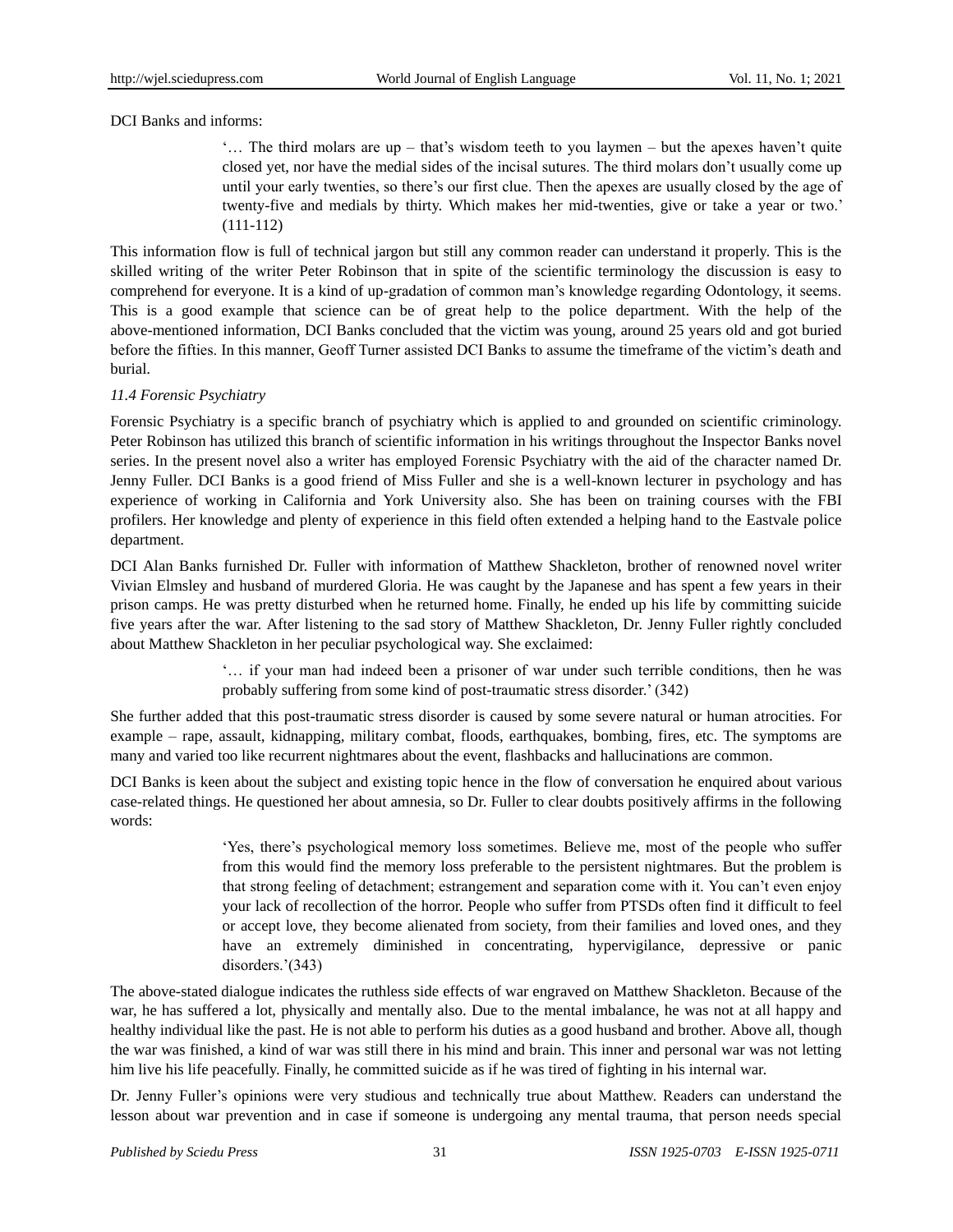DCI Banks and informs:

> '… The third molars are up – that's wisdom teeth to you laymen – but the apexes haven't quite closed yet, nor have the medial sides of the incisal sutures. The third molars don't usually come up until your early twenties, so there's our first clue. Then the apexes are usually closed by the age of twenty-five and medials by thirty. Which makes her mid-twenties, give or take a year or two.' (111-112)

This information flow is full of technical jargon but still any common reader can understand it properly. This is the skilled writing of the writer Peter Robinson that in spite of the scientific terminology the discussion is easy to comprehend for everyone. It is a kind of up-gradation of common man's knowledge regarding Odontology, it seems. This is a good example that science can be of great help to the police department. With the help of the above-mentioned information, DCI Banks concluded that the victim was young, around 25 years old and got buried before the fifties. In this manner, Geoff Turner assisted DCI Banks to assume the timeframe of the victim's death and burial.

### *11.4 Forensic Psychiatry*

Forensic Psychiatry is a specific branch of psychiatry which is applied to and grounded on scientific criminology. Peter Robinson has utilized this branch of scientific information in his writings throughout the Inspector Banks novel series. In the present novel also a writer has employed Forensic Psychiatry with the aid of the character named Dr. Jenny Fuller. DCI Banks is a good friend of Miss Fuller and she is a well-known lecturer in psychology and has experience of working in California and York University also. She has been on training courses with the FBI profilers. Her knowledge and plenty of experience in this field often extended a helping hand to the Eastvale police department.

DCI Alan Banks furnished Dr. Fuller with information of Matthew Shackleton, brother of renowned novel writer Vivian Elmsley and husband of murdered Gloria. He was caught by the Japanese and has spent a few years in their prison camps. He was pretty disturbed when he returned home. Finally, he ended up his life by committing suicide five years after the war. After listening to the sad story of Matthew Shackleton, Dr. Jenny Fuller rightly concluded about Matthew Shackleton in her peculiar psychological way. She exclaimed:

> '… if your man had indeed been a prisoner of war under such terrible conditions, then he was probably suffering from some kind of post-traumatic stress disorder.' (342)

She further added that this post-traumatic stress disorder is caused by some severe natural or human atrocities. For example – rape, assault, kidnapping, military combat, floods, earthquakes, bombing, fires, etc. The symptoms are many and varied too like recurrent nightmares about the event, flashbacks and hallucinations are common.

DCI Banks is keen about the subject and existing topic hence in the flow of conversation he enquired about various case-related things. He questioned her about amnesia, so Dr. Fuller to clear doubts positively affirms in the following words:

> 'Yes, there's psychological memory loss sometimes. Believe me, most of the people who suffer from this would find the memory loss preferable to the persistent nightmares. But the problem is that strong feeling of detachment; estrangement and separation come with it. You can't even enjoy your lack of recollection of the horror. People who suffer from PTSDs often find it difficult to feel or accept love, they become alienated from society, from their families and loved ones, and they have an extremely diminished in concentrating, hypervigilance, depressive or panic disorders.'(343)

The above-stated dialogue indicates the ruthless side effects of war engraved on Matthew Shackleton. Because of the war, he has suffered a lot, physically and mentally also. Due to the mental imbalance, he was not at all happy and healthy individual like the past. He is not able to perform his duties as a good husband and brother. Above all, though the war was finished, a kind of war was still there in his mind and brain. This inner and personal war was not letting him live his life peacefully. Finally, he committed suicide as if he was tired of fighting in his internal war.

Dr. Jenny Fuller's opinions were very studious and technically true about Matthew. Readers can understand the lesson about war prevention and in case if someone is undergoing any mental trauma, that person needs special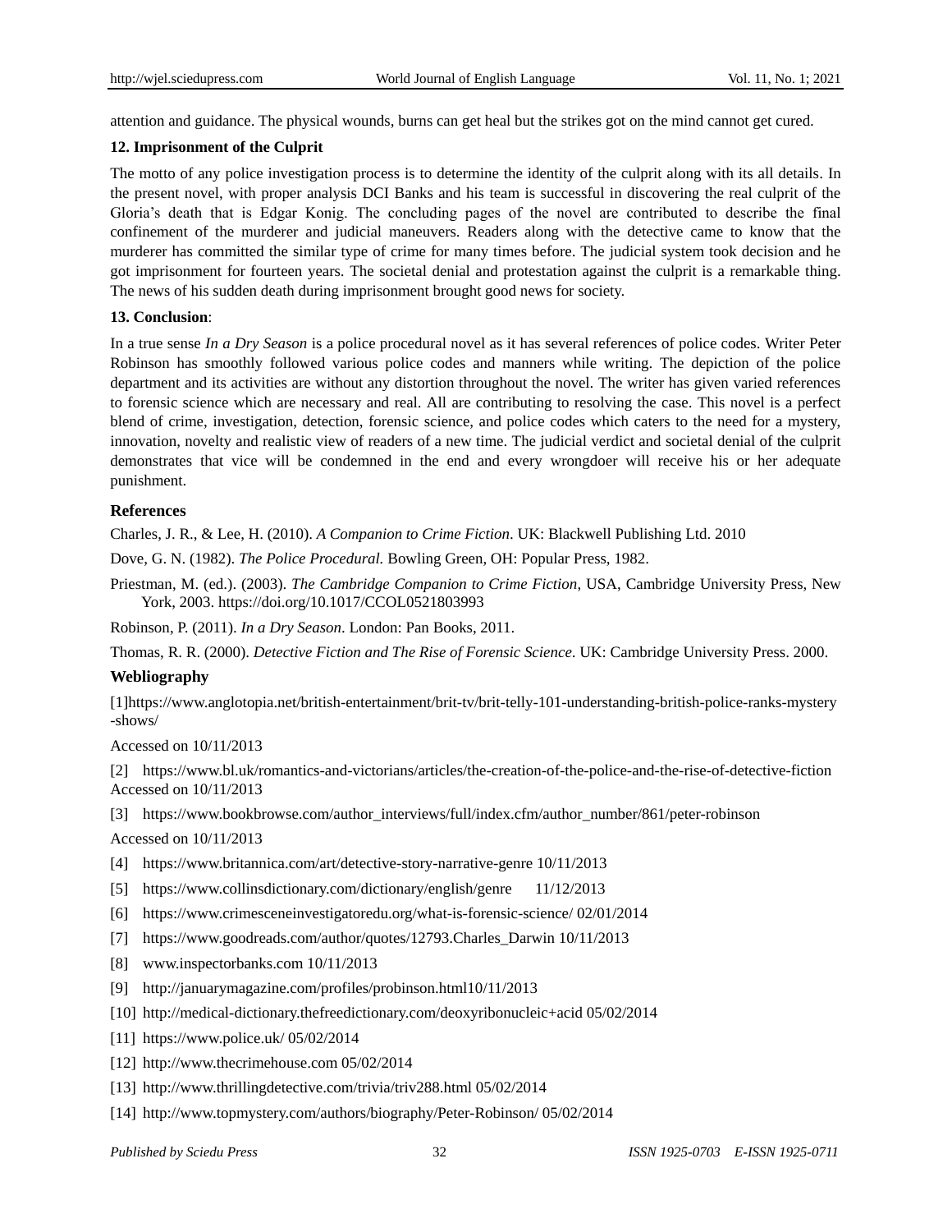attention and guidance. The physical wounds, burns can get heal but the strikes got on the mind cannot get cured.

**12. Imprisonment of the Culprit**

The motto of any police investigation process is to determine the identity of the culprit along with its all details. In the present novel, with proper analysis DCI Banks and his team is successful in discovering the real culprit of the Gloria's death that is Edgar Konig. The concluding pages of the novel are contributed to describe the final confinement of the murderer and judicial maneuvers. Readers along with the detective came to know that the murderer has committed the similar type of crime for many times before. The judicial system took decision and he got imprisonment for fourteen years. The societal denial and protestation against the culprit is a remarkable thing. The news of his sudden death during imprisonment brought good news for society.

**13. Conclusion**:

In a true sense *In a Dry Season* is a police procedural novel as it has several references of police codes. Writer Peter Robinson has smoothly followed various police codes and manners while writing. The depiction of the police department and its activities are without any distortion throughout the novel. The writer has given varied references to forensic science which are necessary and real. All are contributing to resolving the case. This novel is a perfect blend of crime, investigation, detection, forensic science, and police codes which caters to the need for a mystery, innovation, novelty and realistic view of readers of a new time. The judicial verdict and societal denial of the culprit demonstrates that vice will be condemned in the end and every wrongdoer will receive his or her adequate punishment.

## References

Charles, J. R., & Lee, H. (2010). *A Companion to Crime Fiction*. UK: Blackwell Publishing Ltd. 2010

Dove, G. N. (1982). *The Police Procedural.* Bowling Green, OH: Popular Press, 1982.

Priestman, M. (ed.). (2003). *The Cambridge Companion to Crime Fiction*, USA, Cambridge University Press, New York, 2003. https://doi.org/10.1017/CCOL0521803993

Robinson, P. (2011). *In a Dry Season*. London: Pan Books, 2011.

Thomas, R. R. (2000). *Detective Fiction and The Rise of Forensic Science*. UK: Cambridge University Press. 2000.

## Webliography

[1]https://www.anglotopia.net/british-entertainment/brit-tv/brit-telly-101-understanding-british-police-ranks-mystery-shows/

Accessed on 10/11/2013

[2] https://www.bl.uk/romantics-and-victorians/articles/the-creation-of-the-police-and-the-rise-of-detective-fiction Accessed on 10/11/2013

[3] https://www.bookbrowse.com/author_interviews/full/index.cfm/author_number/861/peter-robinson

Accessed on 10/11/2013

[4] https://www.britannica.com/art/detective-story-narrative-genre 10/11/2013

[5] https://www.collinsdictionary.com/dictionary/english/genre 11/12/2013

[6] https://www.crimesceneinvestigatoredu.org/what-is-forensic-science/ 02/01/2014

[7] https://www.goodreads.com/author/quotes/12793.Charles_Darwin 10/11/2013

[8] www.inspectorbanks.com 10/11/2013

[9] http://januarymagazine.com/profiles/probinson.html10/11/2013

[10] http://medical-dictionary.thefreedictionary.com/deoxyribonucleic+acid 05/02/2014

[11] https://www.police.uk/ 05/02/2014

[12] http://www.thecrimehouse.com 05/02/2014

[13] http://www.thrillingdetective.com/trivia/triv288.html 05/02/2014

[14] http://www.topmystery.com/authors/biography/Peter-Robinson/ 05/02/2014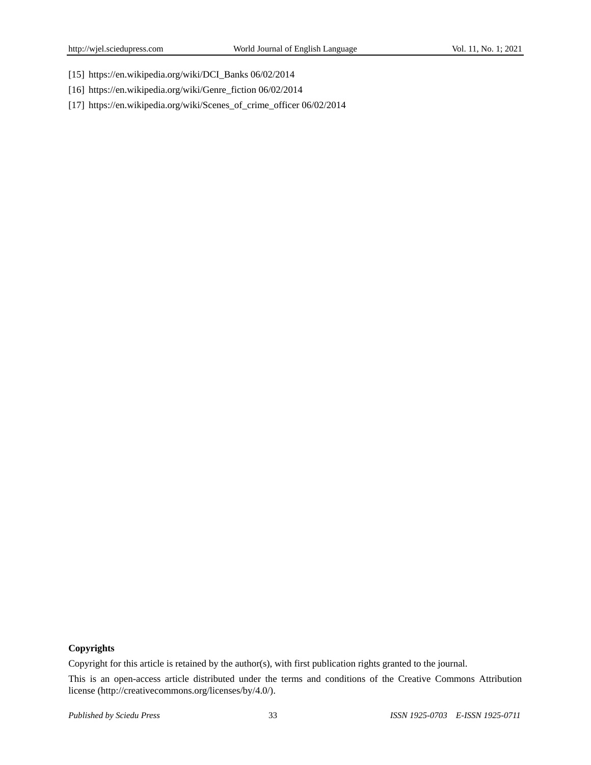[15] https://en.wikipedia.org/wiki/DCI_Banks 06/02/2014

[16] https://en.wikipedia.org/wiki/Genre_fiction 06/02/2014

[17] https://en.wikipedia.org/wiki/Scenes_of_crime_officer 06/02/2014

**Copyrights**

Copyright for this article is retained by the author(s), with first publication rights granted to the journal.

This is an open-access article distributed under the terms and conditions of the Creative Commons Attribution license (http://creativecommons.org/licenses/by/4.0/).